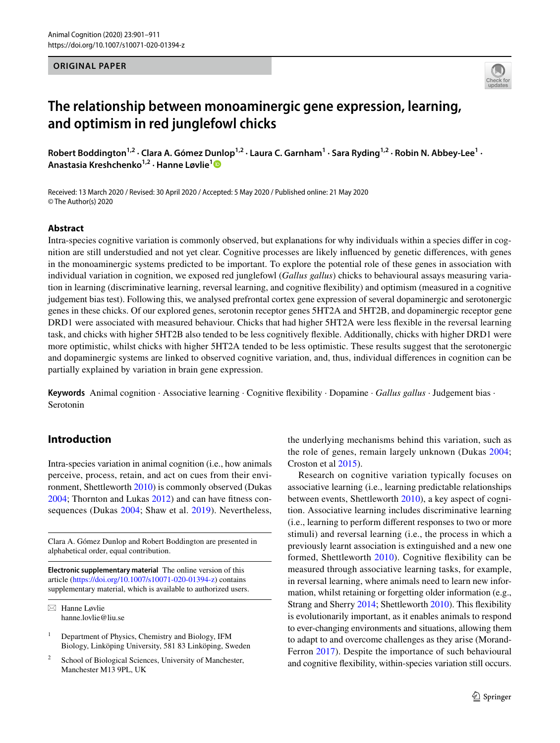ORIGINAL PAPER

# The relationship between monoaminergic gene expression, learning, and optimism in red junglefowl chicks

**Robert Boddington[1,2] · Clara A. Gómez Dunlop[1,2] · Laura C. Garnham[1] · Sara Ryding[1,2] · Robin N. Abbey-Lee[1] · Anastasia Kreshchenko[1,2] · Hanne Løvlie[1]**

Received: 13 March 2020 / Revised: 30 April 2020 / Accepted: 5 May 2020 / Published online: 21 May 2020
© The Author(s) 2020

## Abstract

Intra-species cognitive variation is commonly observed, but explanations for why individuals within a species differ in cognition are still understudied and not yet clear. Cognitive processes are likely influenced by genetic differences, with genes in the monoaminergic systems predicted to be important. To explore the potential role of these genes in association with individual variation in cognition, we exposed red junglefowl (*Gallus gallus*) chicks to behavioural assays measuring variation in learning (discriminative learning, reversal learning, and cognitive flexibility) and optimism (measured in a cognitive judgement bias test). Following this, we analysed prefrontal cortex gene expression of several dopaminergic and serotonergic genes in these chicks. Of our explored genes, serotonin receptor genes 5HT2A and 5HT2B, and dopaminergic receptor gene DRD1 were associated with measured behaviour. Chicks that had higher 5HT2A were less flexible in the reversal learning task, and chicks with higher 5HT2B also tended to be less cognitively flexible. Additionally, chicks with higher DRD1 were more optimistic, whilst chicks with higher 5HT2A tended to be less optimistic. These results suggest that the serotonergic and dopaminergic systems are linked to observed cognitive variation, and, thus, individual differences in cognition can be partially explained by variation in brain gene expression.

**Keywords** Animal cognition · Associative learning · Cognitive flexibility · Dopamine · *Gallus gallus* · Judgement bias · Serotonin

## Introduction

Intra-species variation in animal cognition (i.e., how animals perceive, process, retain, and act on cues from their environment, Shettleworth 2010) is commonly observed (Dukas 2004; Thornton and Lukas 2012) and can have fitness consequences (Dukas 2004; Shaw et al. 2019). Nevertheless, the underlying mechanisms behind this variation, such as the role of genes, remain largely unknown (Dukas 2004; Croston et al 2015).

Research on cognitive variation typically focuses on associative learning (i.e., learning predictable relationships between events, Shettleworth 2010), a key aspect of cognition. Associative learning includes discriminative learning (i.e., learning to perform different responses to two or more stimuli) and reversal learning (i.e., the process in which a previously learnt association is extinguished and a new one formed, Shettleworth 2010). Cognitive flexibility can be measured through associative learning tasks, for example, in reversal learning, where animals need to learn new information, whilst retaining or forgetting older information (e.g., Strang and Sherry 2014; Shettleworth 2010). This flexibility is evolutionarily important, as it enables animals to respond to ever-changing environments and situations, allowing them to adapt to and overcome challenges as they arise (Morand-Ferron 2017). Despite the importance of such behavioural and cognitive flexibility, within-species variation still occurs.

---

Clara A. Gómez Dunlop and Robert Boddington are presented in alphabetical order, equal contribution.

**Electronic supplementary material** The online version of this article (https://doi.org/10.1007/s10071-020-01394-z) contains supplementary material, which is available to authorized users.

✉ Hanne Løvlie
hanne.lovlie@liu.se

[1] Department of Physics, Chemistry and Biology, IFM Biology, Linköping University, 581 83 Linköping, Sweden

[2] School of Biological Sciences, University of Manchester, Manchester M13 9PL, UK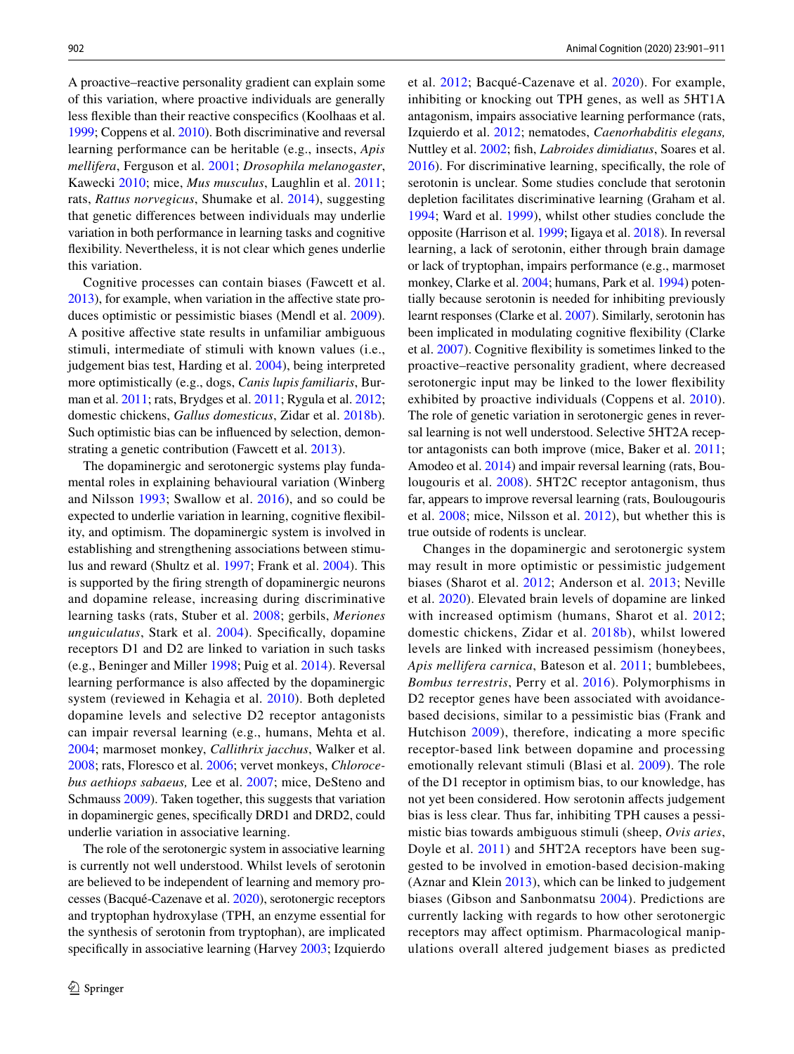A proactive–reactive personality gradient can explain some of this variation, where proactive individuals are generally less flexible than their reactive conspecifics (Koolhaas et al. 1999; Coppens et al. 2010). Both discriminative and reversal learning performance can be heritable (e.g., insects, *Apis mellifera*, Ferguson et al. 2001; *Drosophila melanogaster*, Kawecki 2010; mice, *Mus musculus*, Laughlin et al. 2011; rats, *Rattus norvegicus*, Shumake et al. 2014), suggesting that genetic differences between individuals may underlie variation in both performance in learning tasks and cognitive flexibility. Nevertheless, it is not clear which genes underlie this variation.

Cognitive processes can contain biases (Fawcett et al. 2013), for example, when variation in the affective state produces optimistic or pessimistic biases (Mendl et al. 2009). A positive affective state results in unfamiliar ambiguous stimuli, intermediate of stimuli with known values (i.e., judgement bias test, Harding et al. 2004), being interpreted more optimistically (e.g., dogs, *Canis lupis familiaris*, Burman et al. 2011; rats, Brydges et al. 2011; Rygula et al. 2012; domestic chickens, *Gallus domesticus*, Zidar et al. 2018b). Such optimistic bias can be influenced by selection, demonstrating a genetic contribution (Fawcett et al. 2013).

The dopaminergic and serotonergic systems play fundamental roles in explaining behavioural variation (Winberg and Nilsson 1993; Swallow et al. 2016), and so could be expected to underlie variation in learning, cognitive flexibility, and optimism. The dopaminergic system is involved in establishing and strengthening associations between stimulus and reward (Shultz et al. 1997; Frank et al. 2004). This is supported by the firing strength of dopaminergic neurons and dopamine release, increasing during discriminative learning tasks (rats, Stuber et al. 2008; gerbils, *Meriones unguiculatus*, Stark et al. 2004). Specifically, dopamine receptors D1 and D2 are linked to variation in such tasks (e.g., Beninger and Miller 1998; Puig et al. 2014). Reversal learning performance is also affected by the dopaminergic system (reviewed in Kehagia et al. 2010). Both depleted dopamine levels and selective D2 receptor antagonists can impair reversal learning (e.g., humans, Mehta et al. 2004; marmoset monkey, *Callithrix jacchus*, Walker et al. 2008; rats, Floresco et al. 2006; vervet monkeys, *Chlorocebus aethiops sabaeus,* Lee et al. 2007; mice, DeSteno and Schmauss 2009). Taken together, this suggests that variation in dopaminergic genes, specifically DRD1 and DRD2, could underlie variation in associative learning.

The role of the serotonergic system in associative learning is currently not well understood. Whilst levels of serotonin are believed to be independent of learning and memory processes (Bacqué-Cazenave et al. 2020), serotonergic receptors and tryptophan hydroxylase (TPH, an enzyme essential for the synthesis of serotonin from tryptophan), are implicated specifically in associative learning (Harvey 2003; Izquierdo et al. 2012; Bacqué-Cazenave et al. 2020). For example, inhibiting or knocking out TPH genes, as well as 5HT1A antagonism, impairs associative learning performance (rats, Izquierdo et al. 2012; nematodes, *Caenorhabditis elegans,* Nuttley et al. 2002; fish, *Labroides dimidiatus*, Soares et al. 2016). For discriminative learning, specifically, the role of serotonin is unclear. Some studies conclude that serotonin depletion facilitates discriminative learning (Graham et al. 1994; Ward et al. 1999), whilst other studies conclude the opposite (Harrison et al. 1999; Iigaya et al. 2018). In reversal learning, a lack of serotonin, either through brain damage or lack of tryptophan, impairs performance (e.g., marmoset monkey, Clarke et al. 2004; humans, Park et al. 1994) potentially because serotonin is needed for inhibiting previously learnt responses (Clarke et al. 2007). Similarly, serotonin has been implicated in modulating cognitive flexibility (Clarke et al. 2007). Cognitive flexibility is sometimes linked to the proactive–reactive personality gradient, where decreased serotonergic input may be linked to the lower flexibility exhibited by proactive individuals (Coppens et al. 2010). The role of genetic variation in serotonergic genes in reversal learning is not well understood. Selective 5HT2A receptor antagonists can both improve (mice, Baker et al. 2011; Amodeo et al. 2014) and impair reversal learning (rats, Boulougouris et al. 2008). 5HT2C receptor antagonism, thus far, appears to improve reversal learning (rats, Boulougouris et al. 2008; mice, Nilsson et al. 2012), but whether this is true outside of rodents is unclear.

Changes in the dopaminergic and serotonergic system may result in more optimistic or pessimistic judgement biases (Sharot et al. 2012; Anderson et al. 2013; Neville et al. 2020). Elevated brain levels of dopamine are linked with increased optimism (humans, Sharot et al. 2012; domestic chickens, Zidar et al. 2018b), whilst lowered levels are linked with increased pessimism (honeybees, *Apis mellifera carnica*, Bateson et al. 2011; bumblebees, *Bombus terrestris*, Perry et al. 2016). Polymorphisms in D2 receptor genes have been associated with avoidance-based decisions, similar to a pessimistic bias (Frank and Hutchison 2009), therefore, indicating a more specific receptor-based link between dopamine and processing emotionally relevant stimuli (Blasi et al. 2009). The role of the D1 receptor in optimism bias, to our knowledge, has not yet been considered. How serotonin affects judgement bias is less clear. Thus far, inhibiting TPH causes a pessimistic bias towards ambiguous stimuli (sheep, *Ovis aries*, Doyle et al. 2011) and 5HT2A receptors have been suggested to be involved in emotion-based decision-making (Aznar and Klein 2013), which can be linked to judgement biases (Gibson and Sanbonmatsu 2004). Predictions are currently lacking with regards to how other serotonergic receptors may affect optimism. Pharmacological manipulations overall altered judgement biases as predicted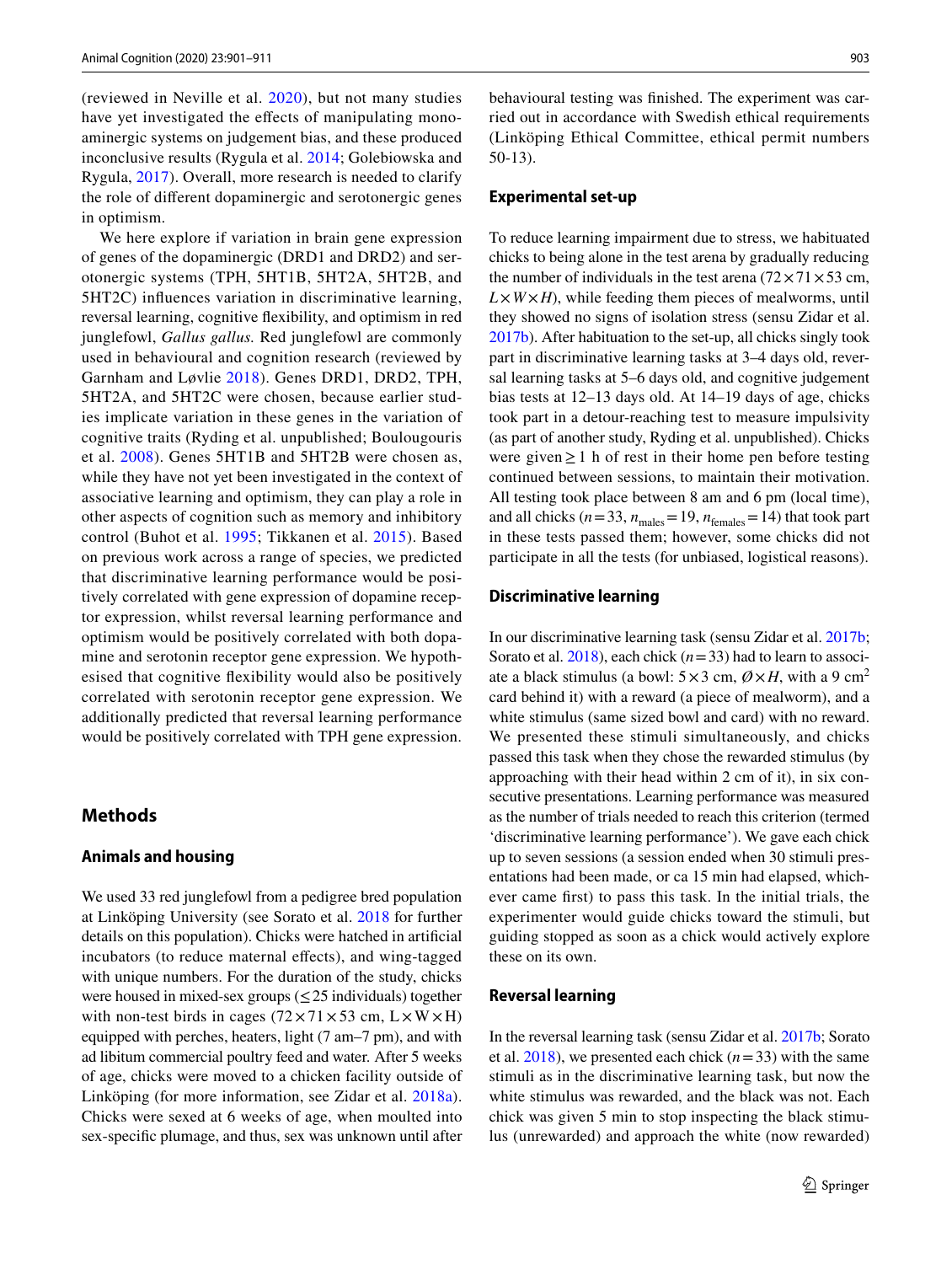(reviewed in Neville et al. 2020), but not many studies have yet investigated the effects of manipulating monoaminergic systems on judgement bias, and these produced inconclusive results (Rygula et al. 2014; Golebiowska and Rygula, 2017). Overall, more research is needed to clarify the role of different dopaminergic and serotonergic genes in optimism.

We here explore if variation in brain gene expression of genes of the dopaminergic (DRD1 and DRD2) and serotonergic systems (TPH, 5HT1B, 5HT2A, 5HT2B, and 5HT2C) influences variation in discriminative learning, reversal learning, cognitive flexibility, and optimism in red junglefowl, *Gallus gallus.* Red junglefowl are commonly used in behavioural and cognition research (reviewed by Garnham and Løvlie 2018). Genes DRD1, DRD2, TPH, 5HT2A, and 5HT2C were chosen, because earlier studies implicate variation in these genes in the variation of cognitive traits (Ryding et al. unpublished; Boulougouris et al. 2008). Genes 5HT1B and 5HT2B were chosen as, while they have not yet been investigated in the context of associative learning and optimism, they can play a role in other aspects of cognition such as memory and inhibitory control (Buhot et al. 1995; Tikkanen et al. 2015). Based on previous work across a range of species, we predicted that discriminative learning performance would be positively correlated with gene expression of dopamine receptor expression, whilst reversal learning performance and optimism would be positively correlated with both dopamine and serotonin receptor gene expression. We hypothesised that cognitive flexibility would also be positively correlated with serotonin receptor gene expression. We additionally predicted that reversal learning performance would be positively correlated with TPH gene expression.

# Methods

## Animals and housing

We used 33 red junglefowl from a pedigree bred population at Linköping University (see Sorato et al. 2018 for further details on this population). Chicks were hatched in artificial incubators (to reduce maternal effects), and wing-tagged with unique numbers. For the duration of the study, chicks were housed in mixed-sex groups ($\leq 25$ individuals) together with non-test birds in cages ($72 \times 71 \times 53$ cm, L × W × H) equipped with perches, heaters, light (7 am–7 pm), and with ad libitum commercial poultry feed and water. After 5 weeks of age, chicks were moved to a chicken facility outside of Linköping (for more information, see Zidar et al. 2018a). Chicks were sexed at 6 weeks of age, when moulted into sex-specific plumage, and thus, sex was unknown until after behavioural testing was finished. The experiment was carried out in accordance with Swedish ethical requirements (Linköping Ethical Committee, ethical permit numbers 50-13).

## Experimental set-up

To reduce learning impairment due to stress, we habituated chicks to being alone in the test arena by gradually reducing the number of individuals in the test arena ($72 \times 71 \times 53$ cm, $L \times W \times H$), while feeding them pieces of mealworms, until they showed no signs of isolation stress (sensu Zidar et al. 2017b). After habituation to the set-up, all chicks singly took part in discriminative learning tasks at 3–4 days old, reversal learning tasks at 5–6 days old, and cognitive judgement bias tests at 12–13 days old. At 14–19 days of age, chicks took part in a detour-reaching test to measure impulsivity (as part of another study, Ryding et al. unpublished). Chicks were given $\geq 1$ h of rest in their home pen before testing continued between sessions, to maintain their motivation. All testing took place between 8 am and 6 pm (local time), and all chicks ($n = 33$, $n_{\text{males}} = 19$, $n_{\text{females}} = 14$) that took part in these tests passed them; however, some chicks did not participate in all the tests (for unbiased, logistical reasons).

## Discriminative learning

In our discriminative learning task (sensu Zidar et al. 2017b; Sorato et al. 2018), each chick ($n = 33$) had to learn to associate a black stimulus (a bowl: $5 \times 3$ cm, $\varnothing \times H$, with a 9 $\text{cm}^2$ card behind it) with a reward (a piece of mealworm), and a white stimulus (same sized bowl and card) with no reward. We presented these stimuli simultaneously, and chicks passed this task when they chose the rewarded stimulus (by approaching with their head within 2 cm of it), in six consecutive presentations. Learning performance was measured as the number of trials needed to reach this criterion (termed 'discriminative learning performance'). We gave each chick up to seven sessions (a session ended when 30 stimuli presentations had been made, or ca 15 min had elapsed, whichever came first) to pass this task. In the initial trials, the experimenter would guide chicks toward the stimuli, but guiding stopped as soon as a chick would actively explore these on its own.

## Reversal learning

In the reversal learning task (sensu Zidar et al. 2017b; Sorato et al. 2018), we presented each chick ($n = 33$) with the same stimuli as in the discriminative learning task, but now the white stimulus was rewarded, and the black was not. Each chick was given 5 min to stop inspecting the black stimulus (unrewarded) and approach the white (now rewarded)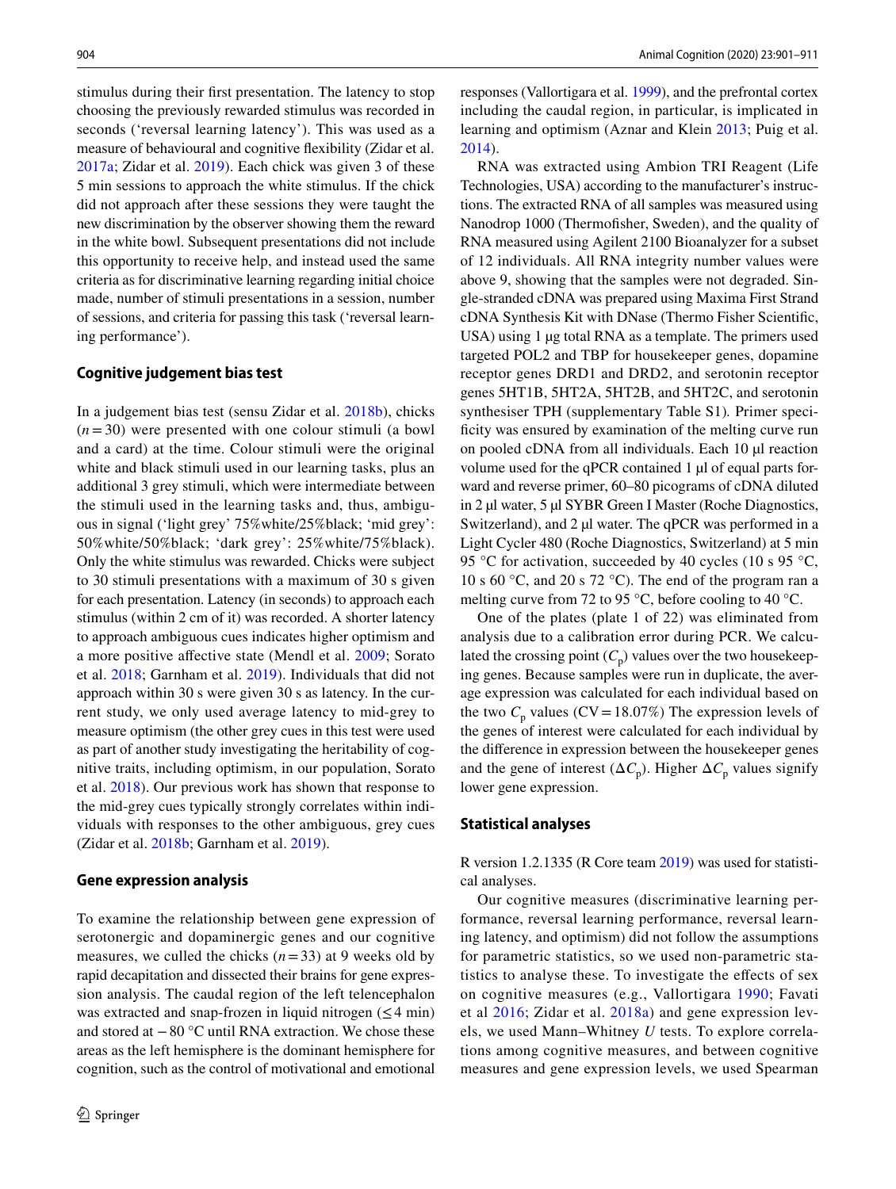stimulus during their first presentation. The latency to stop choosing the previously rewarded stimulus was recorded in seconds ('reversal learning latency'). This was used as a measure of behavioural and cognitive flexibility (Zidar et al. 2017a; Zidar et al. 2019). Each chick was given 3 of these 5 min sessions to approach the white stimulus. If the chick did not approach after these sessions they were taught the new discrimination by the observer showing them the reward in the white bowl. Subsequent presentations did not include this opportunity to receive help, and instead used the same criteria as for discriminative learning regarding initial choice made, number of stimuli presentations in a session, number of sessions, and criteria for passing this task ('reversal learning performance').

### Cognitive judgement bias test

In a judgement bias test (sensu Zidar et al. 2018b), chicks ($n = 30$) were presented with one colour stimuli (a bowl and a card) at the time. Colour stimuli were the original white and black stimuli used in our learning tasks, plus an additional 3 grey stimuli, which were intermediate between the stimuli used in the learning tasks and, thus, ambiguous in signal ('light grey' 75%white/25%black; 'mid grey': 50%white/50%black; 'dark grey': 25%white/75%black). Only the white stimulus was rewarded. Chicks were subject to 30 stimuli presentations with a maximum of 30 s given for each presentation. Latency (in seconds) to approach each stimulus (within 2 cm of it) was recorded. A shorter latency to approach ambiguous cues indicates higher optimism and a more positive affective state (Mendl et al. 2009; Sorato et al. 2018; Garnham et al. 2019). Individuals that did not approach within 30 s were given 30 s as latency. In the current study, we only used average latency to mid-grey to measure optimism (the other grey cues in this test were used as part of another study investigating the heritability of cognitive traits, including optimism, in our population, Sorato et al. 2018). Our previous work has shown that response to the mid-grey cues typically strongly correlates within individuals with responses to the other ambiguous, grey cues (Zidar et al. 2018b; Garnham et al. 2019).

### Gene expression analysis

To examine the relationship between gene expression of serotonergic and dopaminergic genes and our cognitive measures, we culled the chicks ($n = 33$) at 9 weeks old by rapid decapitation and dissected their brains for gene expression analysis. The caudal region of the left telencephalon was extracted and snap-frozen in liquid nitrogen ($\leq 4$ min) and stored at −80 °C until RNA extraction. We chose these areas as the left hemisphere is the dominant hemisphere for cognition, such as the control of motivational and emotional responses (Vallortigara et al. 1999), and the prefrontal cortex including the caudal region, in particular, is implicated in learning and optimism (Aznar and Klein 2013; Puig et al. 2014).

RNA was extracted using Ambion TRI Reagent (Life Technologies, USA) according to the manufacturer's instructions. The extracted RNA of all samples was measured using Nanodrop 1000 (Thermofisher, Sweden), and the quality of RNA measured using Agilent 2100 Bioanalyzer for a subset of 12 individuals. All RNA integrity number values were above 9, showing that the samples were not degraded. Single-stranded cDNA was prepared using Maxima First Strand cDNA Synthesis Kit with DNase (Thermo Fisher Scientific, USA) using 1 µg total RNA as a template. The primers used targeted POL2 and TBP for housekeeper genes, dopamine receptor genes DRD1 and DRD2, and serotonin receptor genes 5HT1B, 5HT2A, 5HT2B, and 5HT2C, and serotonin synthesiser TPH (supplementary Table S1). Primer specificity was ensured by examination of the melting curve run on pooled cDNA from all individuals. Each 10 µl reaction volume used for the qPCR contained 1 µl of equal parts forward and reverse primer, 60–80 picograms of cDNA diluted in 2 µl water, 5 µl SYBR Green I Master (Roche Diagnostics, Switzerland), and 2 µl water. The qPCR was performed in a Light Cycler 480 (Roche Diagnostics, Switzerland) at 5 min 95 °C for activation, succeeded by 40 cycles (10 s 95 °C, 10 s 60 °C, and 20 s 72 °C). The end of the program ran a melting curve from 72 to 95 °C, before cooling to 40 °C.

One of the plates (plate 1 of 22) was eliminated from analysis due to a calibration error during PCR. We calculated the crossing point ($C_p$) values over the two housekeeping genes. Because samples were run in duplicate, the average expression was calculated for each individual based on the two $C_p$ values (CV = 18.07%) The expression levels of the genes of interest were calculated for each individual by the difference in expression between the housekeeper genes and the gene of interest ($\Delta C_p$). Higher $\Delta C_p$ values signify lower gene expression.

### Statistical analyses

R version 1.2.1335 (R Core team 2019) was used for statistical analyses.

Our cognitive measures (discriminative learning performance, reversal learning performance, reversal learning latency, and optimism) did not follow the assumptions for parametric statistics, so we used non-parametric statistics to analyse these. To investigate the effects of sex on cognitive measures (e.g., Vallortigara 1990; Favati et al 2016; Zidar et al. 2018a) and gene expression levels, we used Mann–Whitney *U* tests. To explore correlations among cognitive measures, and between cognitive measures and gene expression levels, we used Spearman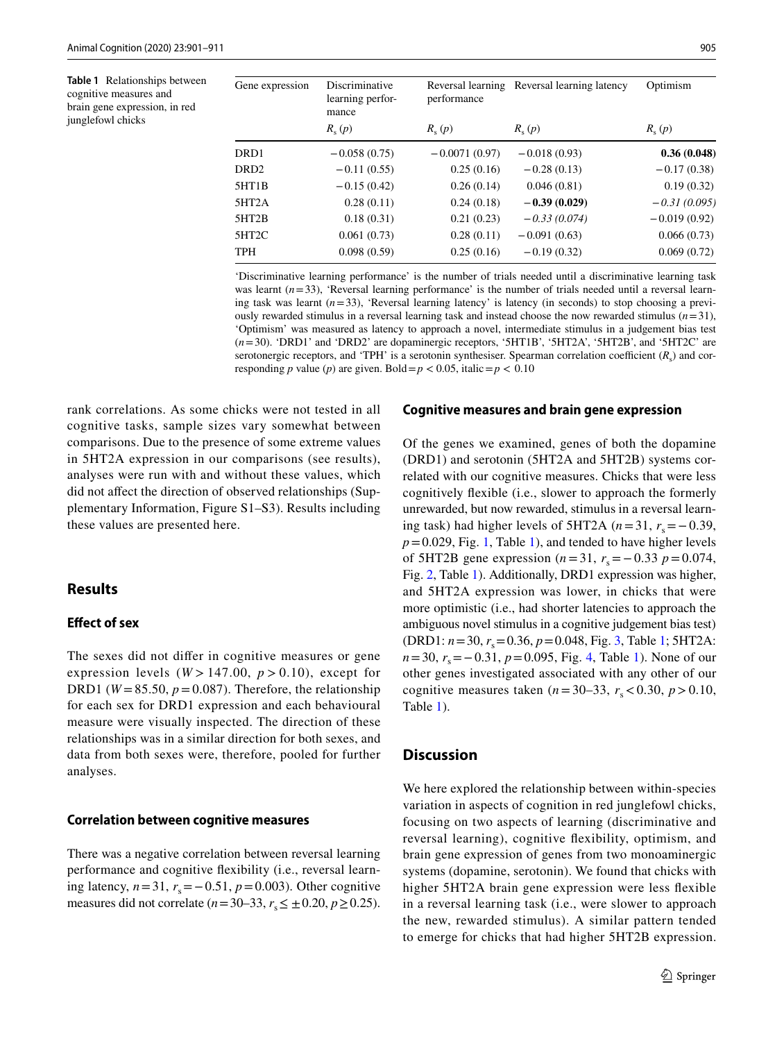**Table 1** Relationships between cognitive measures and brain gene expression, in red junglefowl chicks

| Gene expression | Discriminative learning performance | Reversal learning performance | Reversal learning latency | Optimism |
|---|---|---|---|---|
| | $R_s$ ($p$) | $R_s$ ($p$) | $R_s$ ($p$) | $R_s$ ($p$) |
| DRD1 | −0.058 (0.75) | −0.0071 (0.97) | −0.018 (0.93) | **0.36 (0.048)** |
| DRD2 | −0.11 (0.55) | 0.25 (0.16) | −0.28 (0.13) | −0.17 (0.38) |
| 5HT1B | −0.15 (0.42) | 0.26 (0.14) | 0.046 (0.81) | 0.19 (0.32) |
| 5HT2A | 0.28 (0.11) | 0.24 (0.18) | **−0.39 (0.029)** | *−0.31 (0.095)* |
| 5HT2B | 0.18 (0.31) | 0.21 (0.23) | *−0.33 (0.074)* | −0.019 (0.92) |
| 5HT2C | 0.061 (0.73) | 0.28 (0.11) | −0.091 (0.63) | 0.066 (0.73) |
| TPH | 0.098 (0.59) | 0.25 (0.16) | −0.19 (0.32) | 0.069 (0.72) |

'Discriminative learning performance' is the number of trials needed until a discriminative learning task was learnt ($n$ = 33), 'Reversal learning performance' is the number of trials needed until a reversal learning task was learnt ($n$ = 33), 'Reversal learning latency' is latency (in seconds) to stop choosing a previously rewarded stimulus in a reversal learning task and instead choose the now rewarded stimulus ($n$ = 31), 'Optimism' was measured as latency to approach a novel, intermediate stimulus in a judgement bias test ($n$ = 30). 'DRD1' and 'DRD2' are dopaminergic receptors, '5HT1B', '5HT2A', '5HT2B', and '5HT2C' are serotonergic receptors, and 'TPH' is a serotonin synthesiser. Spearman correlation coefficient ($R_s$) and corresponding $p$ value ($p$) are given. Bold = $p < 0.05$, italic = $p < 0.10$

rank correlations. As some chicks were not tested in all cognitive tasks, sample sizes vary somewhat between comparisons. Due to the presence of some extreme values in 5HT2A expression in our comparisons (see results), analyses were run with and without these values, which did not affect the direction of observed relationships (Supplementary Information, Figure S1–S3). Results including these values are presented here.

## Results

### Effect of sex

The sexes did not differ in cognitive measures or gene expression levels ($W > 147.00$, $p > 0.10$), except for DRD1 ($W = 85.50$, $p = 0.087$). Therefore, the relationship for each sex for DRD1 expression and each behavioural measure were visually inspected. The direction of these relationships was in a similar direction for both sexes, and data from both sexes were, therefore, pooled for further analyses.

### Correlation between cognitive measures

There was a negative correlation between reversal learning performance and cognitive flexibility (i.e., reversal learning latency, $n = 31$, $r_s = -0.51$, $p = 0.003$). Other cognitive measures did not correlate ($n = 30$–$33$, $r_s \leq \pm 0.20$, $p \geq 0.25$).

### Cognitive measures and brain gene expression

Of the genes we examined, genes of both the dopamine (DRD1) and serotonin (5HT2A and 5HT2B) systems correlated with our cognitive measures. Chicks that were less cognitively flexible (i.e., slower to approach the formerly unrewarded, but now rewarded, stimulus in a reversal learning task) had higher levels of 5HT2A ($n = 31$, $r_s = -0.39$, $p = 0.029$, Fig. 1, Table 1), and tended to have higher levels of 5HT2B gene expression ($n = 31$, $r_s = -0.33$ $p = 0.074$, Fig. 2, Table 1). Additionally, DRD1 expression was higher, and 5HT2A expression was lower, in chicks that were more optimistic (i.e., had shorter latencies to approach the ambiguous novel stimulus in a cognitive judgement bias test) (DRD1: $n = 30$, $r_s = 0.36$, $p = 0.048$, Fig. 3, Table 1; 5HT2A: $n = 30$, $r_s = -0.31$, $p = 0.095$, Fig. 4, Table 1). None of our other genes investigated associated with any other of our cognitive measures taken ($n = 30$–$33$, $r_s < 0.30$, $p > 0.10$, Table 1).

## Discussion

We here explored the relationship between within-species variation in aspects of cognition in red junglefowl chicks, focusing on two aspects of learning (discriminative and reversal learning), cognitive flexibility, optimism, and brain gene expression of genes from two monoaminergic systems (dopamine, serotonin). We found that chicks with higher 5HT2A brain gene expression were less flexible in a reversal learning task (i.e., were slower to approach the new, rewarded stimulus). A similar pattern tended to emerge for chicks that had higher 5HT2B expression.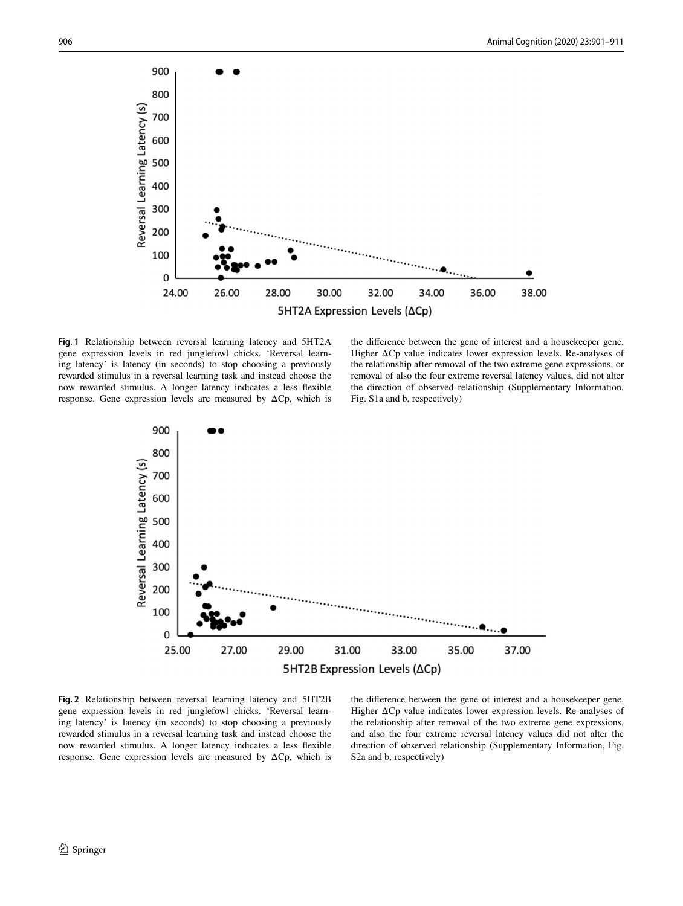**Fig. 1** Relationship between reversal learning latency and 5HT2A gene expression levels in red junglefowl chicks. 'Reversal learning latency' is latency (in seconds) to stop choosing a previously rewarded stimulus in a reversal learning task and instead choose the now rewarded stimulus. A longer latency indicates a less flexible response. Gene expression levels are measured by ΔCp, which is the difference between the gene of interest and a housekeeper gene. Higher ΔCp value indicates lower expression levels. Re-analyses of the relationship after removal of the two extreme gene expressions, or removal of also the four extreme reversal latency values, did not alter the direction of observed relationship (Supplementary Information, Fig. S1a and b, respectively)

**Fig. 2** Relationship between reversal learning latency and 5HT2B gene expression levels in red junglefowl chicks. 'Reversal learning latency' is latency (in seconds) to stop choosing a previously rewarded stimulus in a reversal learning task and instead choose the now rewarded stimulus. A longer latency indicates a less flexible response. Gene expression levels are measured by ΔCp, which is the difference between the gene of interest and a housekeeper gene. Higher ΔCp value indicates lower expression levels. Re-analyses of the relationship after removal of the two extreme gene expressions, and also the four extreme reversal latency values did not alter the direction of observed relationship (Supplementary Information, Fig. S2a and b, respectively)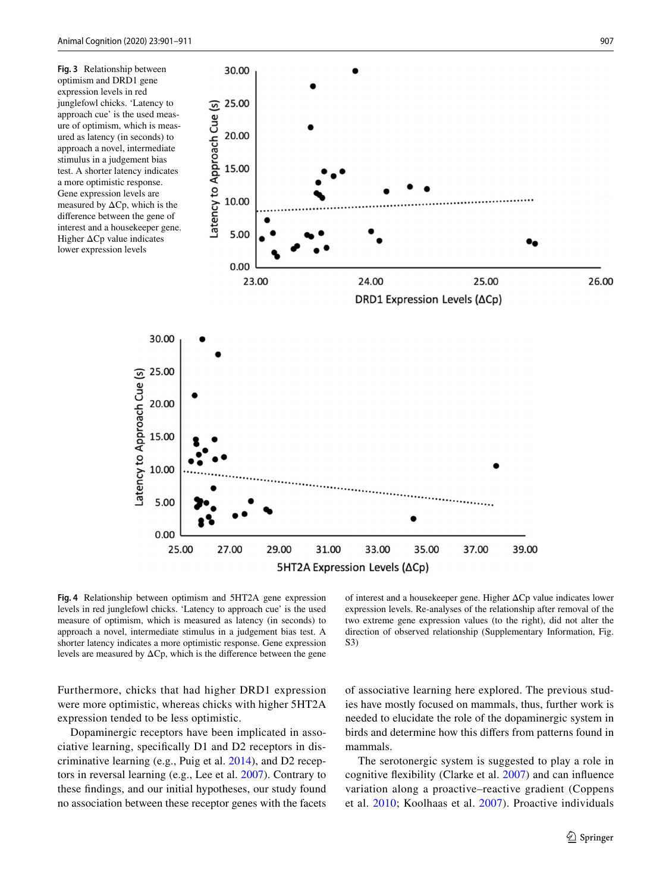**Fig. 3** Relationship between optimism and DRD1 gene expression levels in red junglefowl chicks. 'Latency to approach cue' is the used measure of optimism, which is measured as latency (in seconds) to approach a novel, intermediate stimulus in a judgement bias test. A shorter latency indicates a more optimistic response. Gene expression levels are measured by ΔCp, which is the difference between the gene of interest and a housekeeper gene. Higher ΔCp value indicates lower expression levels

**Fig. 4** Relationship between optimism and 5HT2A gene expression levels in red junglefowl chicks. 'Latency to approach cue' is the used measure of optimism, which is measured as latency (in seconds) to approach a novel, intermediate stimulus in a judgement bias test. A shorter latency indicates a more optimistic response. Gene expression levels are measured by ΔCp, which is the difference between the gene of interest and a housekeeper gene. Higher ΔCp value indicates lower expression levels. Re-analyses of the relationship after removal of the two extreme gene expression values (to the right), did not alter the direction of observed relationship (Supplementary Information, Fig. S3)

Furthermore, chicks that had higher DRD1 expression were more optimistic, whereas chicks with higher 5HT2A expression tended to be less optimistic.

Dopaminergic receptors have been implicated in associative learning, specifically D1 and D2 receptors in discriminative learning (e.g., Puig et al. 2014), and D2 receptors in reversal learning (e.g., Lee et al. 2007). Contrary to these findings, and our initial hypotheses, our study found no association between these receptor genes with the facets of associative learning here explored. The previous studies have mostly focused on mammals, thus, further work is needed to elucidate the role of the dopaminergic system in birds and determine how this differs from patterns found in mammals.

The serotonergic system is suggested to play a role in cognitive flexibility (Clarke et al. 2007) and can influence variation along a proactive–reactive gradient (Coppens et al. 2010; Koolhaas et al. 2007). Proactive individuals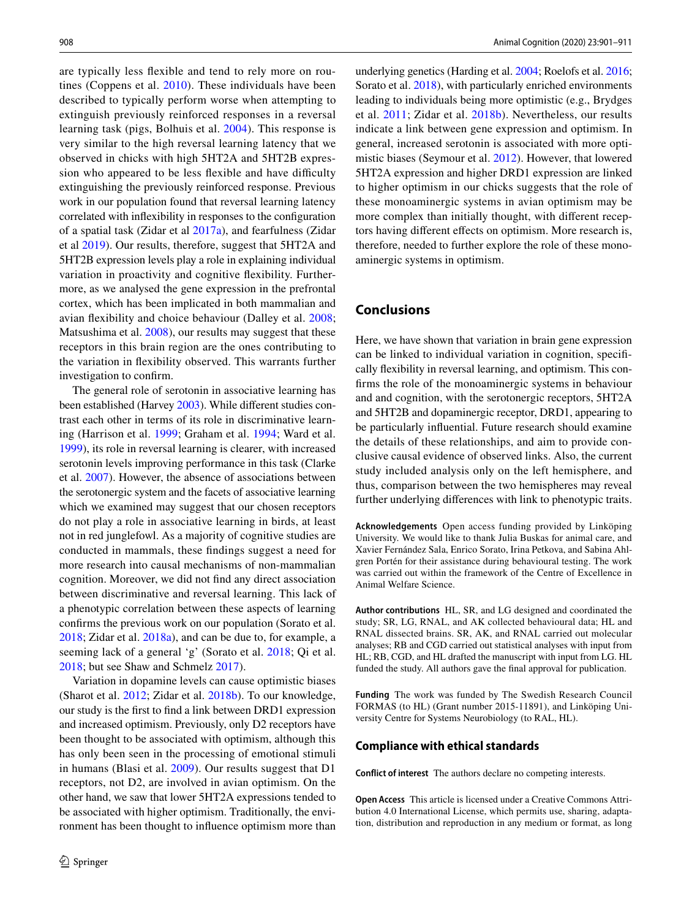are typically less flexible and tend to rely more on routines (Coppens et al. 2010). These individuals have been described to typically perform worse when attempting to extinguish previously reinforced responses in a reversal learning task (pigs, Bolhuis et al. 2004). This response is very similar to the high reversal learning latency that we observed in chicks with high 5HT2A and 5HT2B expression who appeared to be less flexible and have difficulty extinguishing the previously reinforced response. Previous work in our population found that reversal learning latency correlated with inflexibility in responses to the configuration of a spatial task (Zidar et al 2017a), and fearfulness (Zidar et al 2019). Our results, therefore, suggest that 5HT2A and 5HT2B expression levels play a role in explaining individual variation in proactivity and cognitive flexibility. Furthermore, as we analysed the gene expression in the prefrontal cortex, which has been implicated in both mammalian and avian flexibility and choice behaviour (Dalley et al. 2008; Matsushima et al. 2008), our results may suggest that these receptors in this brain region are the ones contributing to the variation in flexibility observed. This warrants further investigation to confirm.

The general role of serotonin in associative learning has been established (Harvey 2003). While different studies contrast each other in terms of its role in discriminative learning (Harrison et al. 1999; Graham et al. 1994; Ward et al. 1999), its role in reversal learning is clearer, with increased serotonin levels improving performance in this task (Clarke et al. 2007). However, the absence of associations between the serotonergic system and the facets of associative learning which we examined may suggest that our chosen receptors do not play a role in associative learning in birds, at least not in red junglefowl. As a majority of cognitive studies are conducted in mammals, these findings suggest a need for more research into causal mechanisms of non-mammalian cognition. Moreover, we did not find any direct association between discriminative and reversal learning. This lack of a phenotypic correlation between these aspects of learning confirms the previous work on our population (Sorato et al. 2018; Zidar et al. 2018a), and can be due to, for example, a seeming lack of a general 'g' (Sorato et al. 2018; Qi et al. 2018; but see Shaw and Schmelz 2017).

Variation in dopamine levels can cause optimistic biases (Sharot et al. 2012; Zidar et al. 2018b). To our knowledge, our study is the first to find a link between DRD1 expression and increased optimism. Previously, only D2 receptors have been thought to be associated with optimism, although this has only been seen in the processing of emotional stimuli in humans (Blasi et al. 2009). Our results suggest that D1 receptors, not D2, are involved in avian optimism. On the other hand, we saw that lower 5HT2A expressions tended to be associated with higher optimism. Traditionally, the environment has been thought to influence optimism more than underlying genetics (Harding et al. 2004; Roelofs et al. 2016; Sorato et al. 2018), with particularly enriched environments leading to individuals being more optimistic (e.g., Brydges et al. 2011; Zidar et al. 2018b). Nevertheless, our results indicate a link between gene expression and optimism. In general, increased serotonin is associated with more optimistic biases (Seymour et al. 2012). However, that lowered 5HT2A expression and higher DRD1 expression are linked to higher optimism in our chicks suggests that the role of these monoaminergic systems in avian optimism may be more complex than initially thought, with different receptors having different effects on optimism. More research is, therefore, needed to further explore the role of these monoaminergic systems in optimism.

## Conclusions

Here, we have shown that variation in brain gene expression can be linked to individual variation in cognition, specifically flexibility in reversal learning, and optimism. This confirms the role of the monoaminergic systems in behaviour and and cognition, with the serotonergic receptors, 5HT2A and 5HT2B and dopaminergic receptor, DRD1, appearing to be particularly influential. Future research should examine the details of these relationships, and aim to provide conclusive causal evidence of observed links. Also, the current study included analysis only on the left hemisphere, and thus, comparison between the two hemispheres may reveal further underlying differences with link to phenotypic traits.

**Acknowledgements** Open access funding provided by Linköping University. We would like to thank Julia Buskas for animal care, and Xavier Fernández Sala, Enrico Sorato, Irina Petkova, and Sabina Ahlgren Portén for their assistance during behavioural testing. The work was carried out within the framework of the Centre of Excellence in Animal Welfare Science.

**Author contributions** HL, SR, and LG designed and coordinated the study; SR, LG, RNAL, and AK collected behavioural data; HL and RNAL dissected brains. SR, AK, and RNAL carried out molecular analyses; RB and CGD carried out statistical analyses with input from HL; RB, CGD, and HL drafted the manuscript with input from LG. HL funded the study. All authors gave the final approval for publication.

**Funding** The work was funded by The Swedish Research Council FORMAS (to HL) (Grant number 2015-11891), and Linköping University Centre for Systems Neurobiology (to RAL, HL).

### Compliance with ethical standards

**Conflict of interest** The authors declare no competing interests.

**Open Access** This article is licensed under a Creative Commons Attribution 4.0 International License, which permits use, sharing, adaptation, distribution and reproduction in any medium or format, as long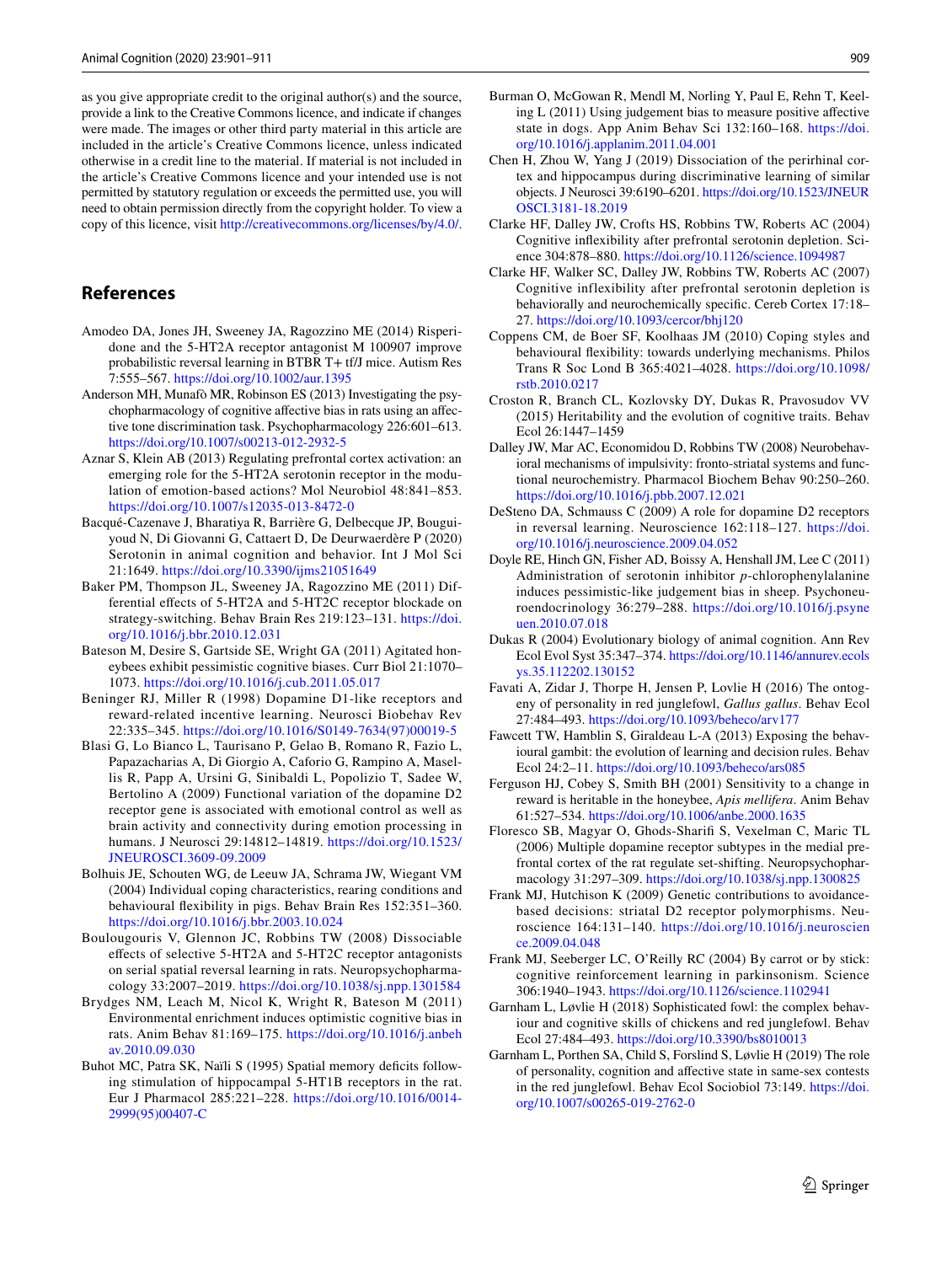as you give appropriate credit to the original author(s) and the source, provide a link to the Creative Commons licence, and indicate if changes were made. The images or other third party material in this article are included in the article's Creative Commons licence, unless indicated otherwise in a credit line to the material. If material is not included in the article's Creative Commons licence and your intended use is not permitted by statutory regulation or exceeds the permitted use, you will need to obtain permission directly from the copyright holder. To view a copy of this licence, visit http://creativecommons.org/licenses/by/4.0/.

## References

Amodeo DA, Jones JH, Sweeney JA, Ragozzino ME (2014) Risperidone and the 5-HT2A receptor antagonist M 100907 improve probabilistic reversal learning in BTBR T+ tf/J mice. Autism Res 7:555–567. https://doi.org/10.1002/aur.1395

Anderson MH, Munafò MR, Robinson ES (2013) Investigating the psychopharmacology of cognitive affective bias in rats using an affective tone discrimination task. Psychopharmacology 226:601–613. https://doi.org/10.1007/s00213-012-2932-5

Aznar S, Klein AB (2013) Regulating prefrontal cortex activation: an emerging role for the 5-HT2A serotonin receptor in the modulation of emotion-based actions? Mol Neurobiol 48:841–853. https://doi.org/10.1007/s12035-013-8472-0

Bacqué-Cazenave J, Bharatiya R, Barrière G, Delbecque JP, Bouguiyoud N, Di Giovanni G, Cattaert D, De Deurwaerdère P (2020) Serotonin in animal cognition and behavior. Int J Mol Sci 21:1649. https://doi.org/10.3390/ijms21051649

Baker PM, Thompson JL, Sweeney JA, Ragozzino ME (2011) Differential effects of 5-HT2A and 5-HT2C receptor blockade on strategy-switching. Behav Brain Res 219:123–131. https://doi.org/10.1016/j.bbr.2010.12.031

Bateson M, Desire S, Gartside SE, Wright GA (2011) Agitated honeybees exhibit pessimistic cognitive biases. Curr Biol 21:1070–1073. https://doi.org/10.1016/j.cub.2011.05.017

Beninger RJ, Miller R (1998) Dopamine D1-like receptors and reward-related incentive learning. Neurosci Biobehav Rev 22:335–345. https://doi.org/10.1016/S0149-7634(97)00019-5

Blasi G, Lo Bianco L, Taurisano P, Gelao B, Romano R, Fazio L, Papazacharias A, Di Giorgio A, Caforio G, Rampino A, Masellis R, Papp A, Ursini G, Sinibaldi L, Popolizio T, Sadee W, Bertolino A (2009) Functional variation of the dopamine D2 receptor gene is associated with emotional control as well as brain activity and connectivity during emotion processing in humans. J Neurosci 29:14812–14819. https://doi.org/10.1523/JNEUROSCI.3609-09.2009

Bolhuis JE, Schouten WG, de Leeuw JA, Schrama JW, Wiegant VM (2004) Individual coping characteristics, rearing conditions and behavioural flexibility in pigs. Behav Brain Res 152:351–360. https://doi.org/10.1016/j.bbr.2003.10.024

Boulougouris V, Glennon JC, Robbins TW (2008) Dissociable effects of selective 5-HT2A and 5-HT2C receptor antagonists on serial spatial reversal learning in rats. Neuropsychopharmacology 33:2007–2019. https://doi.org/10.1038/sj.npp.1301584

Brydges NM, Leach M, Nicol K, Wright R, Bateson M (2011) Environmental enrichment induces optimistic cognitive bias in rats. Anim Behav 81:169–175. https://doi.org/10.1016/j.anbehav.2010.09.030

Buhot MC, Patra SK, Naïli S (1995) Spatial memory deficits following stimulation of hippocampal 5-HT1B receptors in the rat. Eur J Pharmacol 285:221–228. https://doi.org/10.1016/0014-2999(95)00407-C

Burman O, McGowan R, Mendl M, Norling Y, Paul E, Rehn T, Keeling L (2011) Using judgement bias to measure positive affective state in dogs. App Anim Behav Sci 132:160–168. https://doi.org/10.1016/j.applanim.2011.04.001

Chen H, Zhou W, Yang J (2019) Dissociation of the perirhinal cortex and hippocampus during discriminative learning of similar objects. J Neurosci 39:6190–6201. https://doi.org/10.1523/JNEUROSCI.3181-18.2019

Clarke HF, Dalley JW, Crofts HS, Robbins TW, Roberts AC (2004) Cognitive inflexibility after prefrontal serotonin depletion. Science 304:878–880. https://doi.org/10.1126/science.1094987

Clarke HF, Walker SC, Dalley JW, Robbins TW, Roberts AC (2007) Cognitive inflexibility after prefrontal serotonin depletion is behaviorally and neurochemically specific. Cereb Cortex 17:18–27. https://doi.org/10.1093/cercor/bhj120

Coppens CM, de Boer SF, Koolhaas JM (2010) Coping styles and behavioural flexibility: towards underlying mechanisms. Philos Trans R Soc Lond B 365:4021–4028. https://doi.org/10.1098/rstb.2010.0217

Croston R, Branch CL, Kozlovsky DY, Dukas R, Pravosudov VV (2015) Heritability and the evolution of cognitive traits. Behav Ecol 26:1447–1459

Dalley JW, Mar AC, Economidou D, Robbins TW (2008) Neurobehavioral mechanisms of impulsivity: fronto-striatal systems and functional neurochemistry. Pharmacol Biochem Behav 90:250–260. https://doi.org/10.1016/j.pbb.2007.12.021

DeSteno DA, Schmauss C (2009) A role for dopamine D2 receptors in reversal learning. Neuroscience 162:118–127. https://doi.org/10.1016/j.neuroscience.2009.04.052

Doyle RE, Hinch GN, Fisher AD, Boissy A, Henshall JM, Lee C (2011) Administration of serotonin inhibitor *p*-chlorophenylalanine induces pessimistic-like judgement bias in sheep. Psychoneuroendocrinology 36:279–288. https://doi.org/10.1016/j.psyneuen.2010.07.018

Dukas R (2004) Evolutionary biology of animal cognition. Ann Rev Ecol Evol Syst 35:347–374. https://doi.org/10.1146/annurev.ecolsys.35.112202.130152

Favati A, Zidar J, Thorpe H, Jensen P, Lovlie H (2016) The ontogeny of personality in red junglefowl, *Gallus gallus*. Behav Ecol 27:484–493. https://doi.org/10.1093/beheco/arv177

Fawcett TW, Hamblin S, Giraldeau L-A (2013) Exposing the behavioural gambit: the evolution of learning and decision rules. Behav Ecol 24:2–11. https://doi.org/10.1093/beheco/ars085

Ferguson HJ, Cobey S, Smith BH (2001) Sensitivity to a change in reward is heritable in the honeybee, *Apis mellifera*. Anim Behav 61:527–534. https://doi.org/10.1006/anbe.2000.1635

Floresco SB, Magyar O, Ghods-Sharifi S, Vexelman C, Maric TL (2006) Multiple dopamine receptor subtypes in the medial prefrontal cortex of the rat regulate set-shifting. Neuropsychopharmacology 31:297–309. https://doi.org/10.1038/sj.npp.1300825

Frank MJ, Hutchison K (2009) Genetic contributions to avoidance-based decisions: striatal D2 receptor polymorphisms. Neuroscience 164:131–140. https://doi.org/10.1016/j.neuroscience.2009.04.048

Frank MJ, Seeberger LC, O'Reilly RC (2004) By carrot or by stick: cognitive reinforcement learning in parkinsonism. Science 306:1940–1943. https://doi.org/10.1126/science.1102941

Garnham L, Løvlie H (2018) Sophisticated fowl: the complex behaviour and cognitive skills of chickens and red junglefowl. Behav Ecol 27:484–493. https://doi.org/10.3390/bs8010013

Garnham L, Porthen SA, Child S, Forslind S, Løvlie H (2019) The role of personality, cognition and affective state in same-sex contests in the red junglefowl. Behav Ecol Sociobiol 73:149. https://doi.org/10.1007/s00265-019-2762-0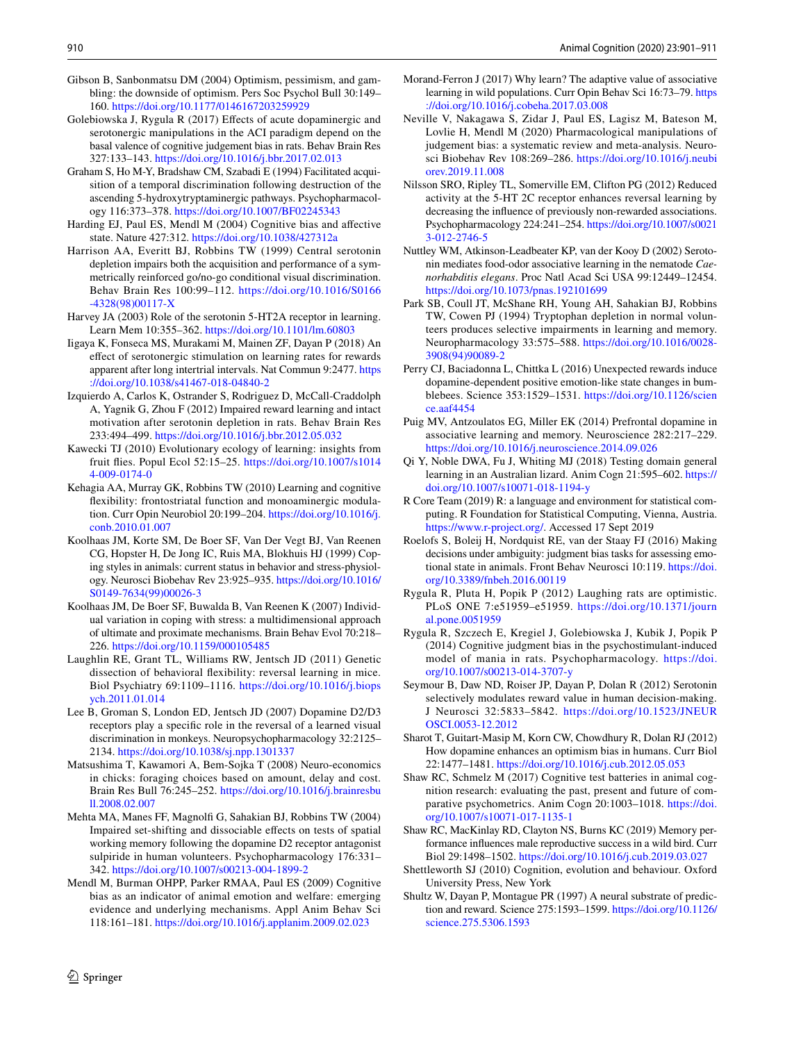Gibson B, Sanbonmatsu DM (2004) Optimism, pessimism, and gambling: the downside of optimism. Pers Soc Psychol Bull 30:149–160. https://doi.org/10.1177/0146167203259929

Golebiowska J, Rygula R (2017) Effects of acute dopaminergic and serotonergic manipulations in the ACI paradigm depend on the basal valence of cognitive judgement bias in rats. Behav Brain Res 327:133–143. https://doi.org/10.1016/j.bbr.2017.02.013

Graham S, Ho M-Y, Bradshaw CM, Szabadi E (1994) Facilitated acquisition of a temporal discrimination following destruction of the ascending 5-hydroxytryptaminergic pathways. Psychopharmacology 116:373–378. https://doi.org/10.1007/BF02245343

Harding EJ, Paul ES, Mendl M (2004) Cognitive bias and affective state. Nature 427:312. https://doi.org/10.1038/427312a

Harrison AA, Everitt BJ, Robbins TW (1999) Central serotonin depletion impairs both the acquisition and performance of a symmetrically reinforced go/no-go conditional visual discrimination. Behav Brain Res 100:99–112. https://doi.org/10.1016/S0166-4328(98)00117-X

Harvey JA (2003) Role of the serotonin 5-HT2A receptor in learning. Learn Mem 10:355–362. https://doi.org/10.1101/lm.60803

Iigaya K, Fonseca MS, Murakami M, Mainen ZF, Dayan P (2018) An effect of serotonergic stimulation on learning rates for rewards apparent after long intertrial intervals. Nat Commun 9:2477. https://doi.org/10.1038/s41467-018-04840-2

Izquierdo A, Carlos K, Ostrander S, Rodriguez D, McCall-Craddolph A, Yagnik G, Zhou F (2012) Impaired reward learning and intact motivation after serotonin depletion in rats. Behav Brain Res 233:494–499. https://doi.org/10.1016/j.bbr.2012.05.032

Kawecki TJ (2010) Evolutionary ecology of learning: insights from fruit flies. Popul Ecol 52:15–25. https://doi.org/10.1007/s10144-009-0174-0

Kehagia AA, Murray GK, Robbins TW (2010) Learning and cognitive flexibility: frontostriatal function and monoaminergic modulation. Curr Opin Neurobiol 20:199–204. https://doi.org/10.1016/j.conb.2010.01.007

Koolhaas JM, Korte SM, De Boer SF, Van Der Vegt BJ, Van Reenen CG, Hopster H, De Jong IC, Ruis MA, Blokhuis HJ (1999) Coping styles in animals: current status in behavior and stress-physiology. Neurosci Biobehav Rev 23:925–935. https://doi.org/10.1016/S0149-7634(99)00026-3

Koolhaas JM, De Boer SF, Buwalda B, Van Reenen K (2007) Individual variation in coping with stress: a multidimensional approach of ultimate and proximate mechanisms. Brain Behav Evol 70:218–226. https://doi.org/10.1159/000105485

Laughlin RE, Grant TL, Williams RW, Jentsch JD (2011) Genetic dissection of behavioral flexibility: reversal learning in mice. Biol Psychiatry 69:1109–1116. https://doi.org/10.1016/j.biopsych.2011.01.014

Lee B, Groman S, London ED, Jentsch JD (2007) Dopamine D2/D3 receptors play a specific role in the reversal of a learned visual discrimination in monkeys. Neuropsychopharmacology 32:2125–2134. https://doi.org/10.1038/sj.npp.1301337

Matsushima T, Kawamori A, Bem-Sojka T (2008) Neuro-economics in chicks: foraging choices based on amount, delay and cost. Brain Res Bull 76:245–252. https://doi.org/10.1016/j.brainresbull.2008.02.007

Mehta MA, Manes FF, Magnolfi G, Sahakian BJ, Robbins TW (2004) Impaired set-shifting and dissociable effects on tests of spatial working memory following the dopamine D2 receptor antagonist sulpiride in human volunteers. Psychopharmacology 176:331–342. https://doi.org/10.1007/s00213-004-1899-2

Mendl M, Burman OHPP, Parker RMAA, Paul ES (2009) Cognitive bias as an indicator of animal emotion and welfare: emerging evidence and underlying mechanisms. Appl Anim Behav Sci 118:161–181. https://doi.org/10.1016/j.applanim.2009.02.023

Morand-Ferron J (2017) Why learn? The adaptive value of associative learning in wild populations. Curr Opin Behav Sci 16:73–79. https://doi.org/10.1016/j.cobeha.2017.03.008

Neville V, Nakagawa S, Zidar J, Paul ES, Lagisz M, Bateson M, Lovlie H, Mendl M (2020) Pharmacological manipulations of judgement bias: a systematic review and meta-analysis. Neurosci Biobehav Rev 108:269–286. https://doi.org/10.1016/j.neubiorev.2019.11.008

Nilsson SRO, Ripley TL, Somerville EM, Clifton PG (2012) Reduced activity at the 5-HT 2C receptor enhances reversal learning by decreasing the influence of previously non-rewarded associations. Psychopharmacology 224:241–254. https://doi.org/10.1007/s00213-012-2746-5

Nuttley WM, Atkinson-Leadbeater KP, van der Kooy D (2002) Serotonin mediates food-odor associative learning in the nematode *Caenorhabditis elegans*. Proc Natl Acad Sci USA 99:12449–12454. https://doi.org/10.1073/pnas.192101699

Park SB, Coull JT, McShane RH, Young AH, Sahakian BJ, Robbins TW, Cowen PJ (1994) Tryptophan depletion in normal volunteers produces selective impairments in learning and memory. Neuropharmacology 33:575–588. https://doi.org/10.1016/0028-3908(94)90089-2

Perry CJ, Baciadonna L, Chittka L (2016) Unexpected rewards induce dopamine-dependent positive emotion-like state changes in bumblebees. Science 353:1529–1531. https://doi.org/10.1126/science.aaf4454

Puig MV, Antzoulatos EG, Miller EK (2014) Prefrontal dopamine in associative learning and memory. Neuroscience 282:217–229. https://doi.org/10.1016/j.neuroscience.2014.09.026

Qi Y, Noble DWA, Fu J, Whiting MJ (2018) Testing domain general learning in an Australian lizard. Anim Cogn 21:595–602. https://doi.org/10.1007/s10071-018-1194-y

R Core Team (2019) R: a language and environment for statistical computing. R Foundation for Statistical Computing, Vienna, Austria. https://www.r-project.org/. Accessed 17 Sept 2019

Roelofs S, Boleij H, Nordquist RE, van der Staay FJ (2016) Making decisions under ambiguity: judgment bias tasks for assessing emotional state in animals. Front Behav Neurosci 10:119. https://doi.org/10.3389/fnbeh.2016.00119

Rygula R, Pluta H, Popik P (2012) Laughing rats are optimistic. PLoS ONE 7:e51959–e51959. https://doi.org/10.1371/journal.pone.0051959

Rygula R, Szczech E, Kregiel J, Golebiowska J, Kubik J, Popik P (2014) Cognitive judgment bias in the psychostimulant-induced model of mania in rats. Psychopharmacology. https://doi.org/10.1007/s00213-014-3707-y

Seymour B, Daw ND, Roiser JP, Dayan P, Dolan R (2012) Serotonin selectively modulates reward value in human decision-making. J Neurosci 32:5833–5842. https://doi.org/10.1523/JNEUROSCI.0053-12.2012

Sharot T, Guitart-Masip M, Korn CW, Chowdhury R, Dolan RJ (2012) How dopamine enhances an optimism bias in humans. Curr Biol 22:1477–1481. https://doi.org/10.1016/j.cub.2012.05.053

Shaw RC, Schmelz M (2017) Cognitive test batteries in animal cognition research: evaluating the past, present and future of comparative psychometrics. Anim Cogn 20:1003–1018. https://doi.org/10.1007/s10071-017-1135-1

Shaw RC, MacKinlay RD, Clayton NS, Burns KC (2019) Memory performance influences male reproductive success in a wild bird. Curr Biol 29:1498–1502. https://doi.org/10.1016/j.cub.2019.03.027

Shettleworth SJ (2010) Cognition, evolution and behaviour. Oxford University Press, New York

Shultz W, Dayan P, Montague PR (1997) A neural substrate of prediction and reward. Science 275:1593–1599. https://doi.org/10.1126/science.275.5306.1593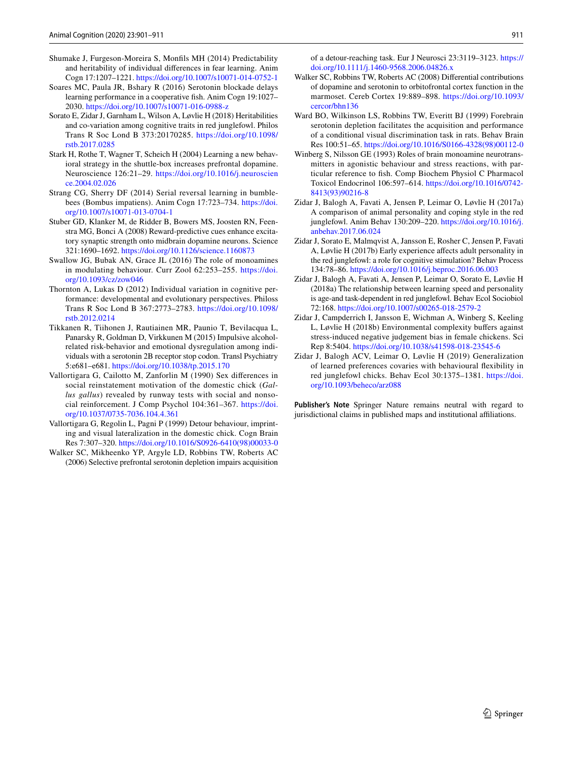Shumake J, Furgeson-Moreira S, Monfils MH (2014) Predictability and heritability of individual differences in fear learning. Anim Cogn 17:1207–1221. https://doi.org/10.1007/s10071-014-0752-1

Soares MC, Paula JR, Bshary R (2016) Serotonin blockade delays learning performance in a cooperative fish. Anim Cogn 19:1027–2030. https://doi.org/10.1007/s10071-016-0988-z

Sorato E, Zidar J, Garnham L, Wilson A, Løvlie H (2018) Heritabilities and co-variation among cognitive traits in red junglefowl. Philos Trans R Soc Lond B 373:20170285. https://doi.org/10.1098/rstb.2017.0285

Stark H, Rothe T, Wagner T, Scheich H (2004) Learning a new behavioral strategy in the shuttle-box increases prefrontal dopamine. Neuroscience 126:21–29. https://doi.org/10.1016/j.neuroscience.2004.02.026

Strang CG, Sherry DF (2014) Serial reversal learning in bumblebees (Bombus impatiens). Anim Cogn 17:723–734. https://doi.org/10.1007/s10071-013-0704-1

Stuber GD, Klanker M, de Ridder B, Bowers MS, Joosten RN, Feenstra MG, Bonci A (2008) Reward-predictive cues enhance excitatory synaptic strength onto midbrain dopamine neurons. Science 321:1690–1692. https://doi.org/10.1126/science.1160873

Swallow JG, Bubak AN, Grace JL (2016) The role of monoamines in modulating behaviour. Curr Zool 62:253–255. https://doi.org/10.1093/cz/zow046

Thornton A, Lukas D (2012) Individual variation in cognitive performance: developmental and evolutionary perspectives. Philoss Trans R Soc Lond B 367:2773–2783. https://doi.org/10.1098/rstb.2012.0214

Tikkanen R, Tiihonen J, Rautiainen MR, Paunio T, Bevilacqua L, Panarsky R, Goldman D, Virkkunen M (2015) Impulsive alcohol-related risk-behavior and emotional dysregulation among individuals with a serotonin 2B receptor stop codon. Transl Psychiatry 5:e681–e681. https://doi.org/10.1038/tp.2015.170

Vallortigara G, Cailotto M, Zanforlin M (1990) Sex differences in social reinstatement motivation of the domestic chick (*Gallus gallus*) revealed by runway tests with social and nonsocial reinforcement. J Comp Psychol 104:361–367. https://doi.org/10.1037/0735-7036.104.4.361

Vallortigara G, Regolin L, Pagni P (1999) Detour behaviour, imprinting and visual lateralization in the domestic chick. Cogn Brain Res 7:307–320. https://doi.org/10.1016/S0926-6410(98)00033-0

Walker SC, Mikheenko YP, Argyle LD, Robbins TW, Roberts AC (2006) Selective prefrontal serotonin depletion impairs acquisition of a detour-reaching task. Eur J Neurosci 23:3119–3123. https://doi.org/10.1111/j.1460-9568.2006.04826.x

Walker SC, Robbins TW, Roberts AC (2008) Differential contributions of dopamine and serotonin to orbitofrontal cortex function in the marmoset. Cereb Cortex 19:889–898. https://doi.org/10.1093/cercor/bhn136

Ward BO, Wilkinson LS, Robbins TW, Everitt BJ (1999) Forebrain serotonin depletion facilitates the acquisition and performance of a conditional visual discrimination task in rats. Behav Brain Res 100:51–65. https://doi.org/10.1016/S0166-4328(98)00112-0

Winberg S, Nilsson GE (1993) Roles of brain monoamine neurotransmitters in agonistic behaviour and stress reactions, with particular reference to fish. Comp Biochem Physiol C Pharmacol Toxicol Endocrinol 106:597–614. https://doi.org/10.1016/0742-8413(93)90216-8

Zidar J, Balogh A, Favati A, Jensen P, Leimar O, Løvlie H (2017a) A comparison of animal personality and coping style in the red junglefowl. Anim Behav 130:209–220. https://doi.org/10.1016/j.anbehav.2017.06.024

Zidar J, Sorato E, Malmqvist A, Jansson E, Rosher C, Jensen P, Favati A, Løvlie H (2017b) Early experience affects adult personality in the red junglefowl: a role for cognitive stimulation? Behav Process 134:78–86. https://doi.org/10.1016/j.beproc.2016.06.003

Zidar J, Balogh A, Favati A, Jensen P, Leimar O, Sorato E, Løvlie H (2018a) The relationship between learning speed and personality is age-and task-dependent in red junglefowl. Behav Ecol Sociobiol 72:168. https://doi.org/10.1007/s00265-018-2579-2

Zidar J, Campderrich I, Jansson E, Wichman A, Winberg S, Keeling L, Løvlie H (2018b) Environmental complexity buffers against stress-induced negative judgement bias in female chickens. Sci Rep 8:5404. https://doi.org/10.1038/s41598-018-23545-6

Zidar J, Balogh ACV, Leimar O, Løvlie H (2019) Generalization of learned preferences covaries with behavioural flexibility in red junglefowl chicks. Behav Ecol 30:1375–1381. https://doi.org/10.1093/beheco/arz088

**Publisher's Note** Springer Nature remains neutral with regard to jurisdictional claims in published maps and institutional affiliations.